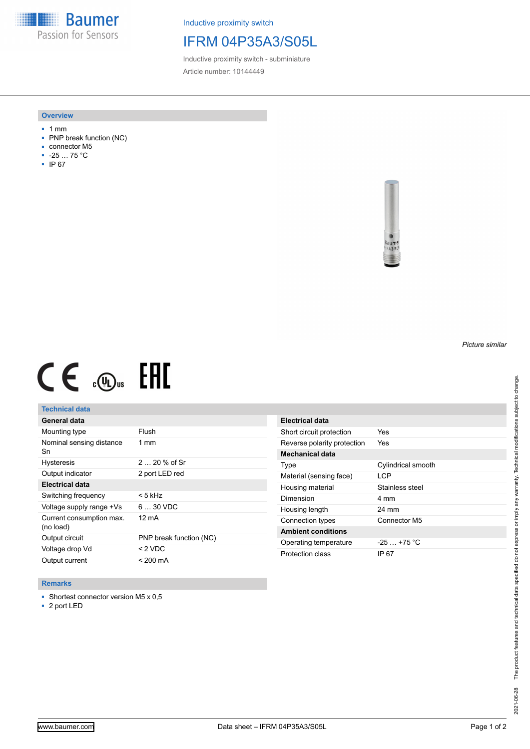Baumer
Passion for Sensors

Inductive proximity switch

# IFRM 04P35A3/S05L

Inductive proximity switch - subminiature

Article number: 10144449

## Overview

- 1 mm
- PNP break function (NC)
- connector M5
- -25 … 75 °C
- IP 67

*Picture similar*

## Technical data

| General data | |
|---|---|
| Mounting type | Flush |
| Nominal sensing distance Sn | 1 mm |
| Hysteresis | 2 … 20 % of Sr |
| Output indicator | 2 port LED red |
| **Electrical data** | |
| Switching frequency | < 5 kHz |
| Voltage supply range +Vs | 6 … 30 VDC |
| Current consumption max. (no load) | 12 mA |
| Output circuit | PNP break function (NC) |
| Voltage drop Vd | < 2 VDC |
| Output current | < 200 mA |

| Electrical data | |
|---|---|
| Short circuit protection | Yes |
| Reverse polarity protection | Yes |
| **Mechanical data** | |
| Type | Cylindrical smooth |
| Material (sensing face) | LCP |
| Housing material | Stainless steel |
| Dimension | 4 mm |
| Housing length | 24 mm |
| Connection types | Connector M5 |
| **Ambient conditions** | |
| Operating temperature | -25 … +75 °C |
| Protection class | IP 67 |

## Remarks

- Shortest connector version M5 x 0,5
- 2 port LED

2021-06-28 The product features and technical data specified do not express or imply any warranty. Technical modifications subject to change.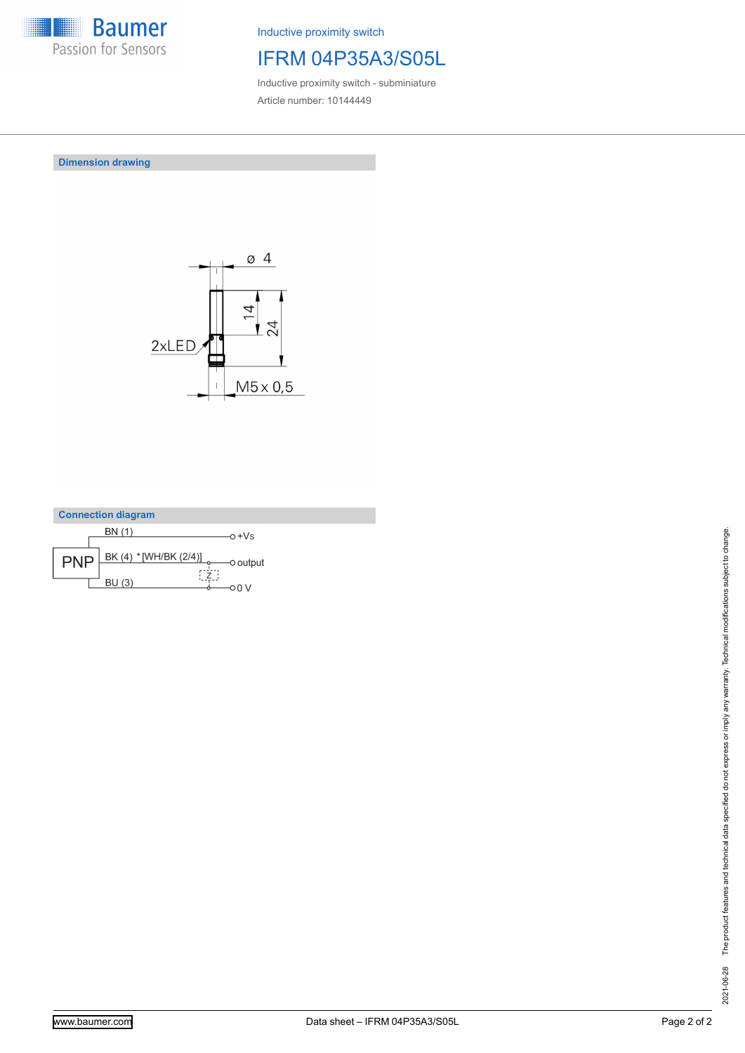Inductive proximity switch

# IFRM 04P35A3/S05L

Inductive proximity switch - subminiature

Article number: 10144449

## Dimension drawing

ø 4

14

24

2xLED

M5 x 0,5

## Connection diagram

PNP

BN (1)

+Vs

BK (4) * [WH/BK (2/4)]

output

Z

BU (3)

0 V

The product features and technical data specified do not express or imply any warranty. Technical modifications subject to change.

2021-06-28